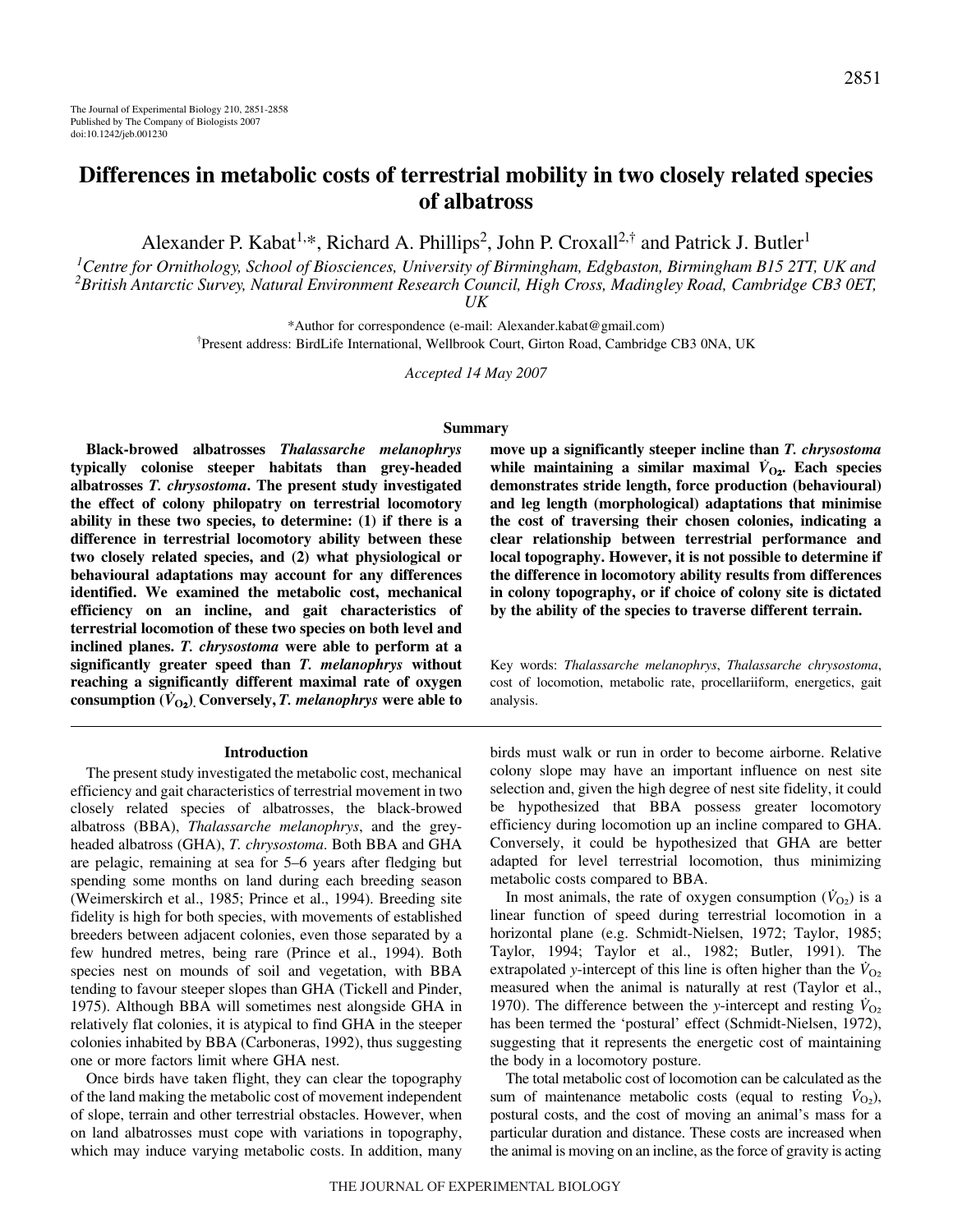# Differences in metabolic costs of terrestrial mobility in two closely related species of albatross

Alexander P. Kabat[1,*], Richard A. Phillips[2], John P. Croxall[2,†] and Patrick J. Butler[1]

[1]Centre for Ornithology, School of Biosciences, University of Birmingham, Edgbaston, Birmingham B15 2TT, UK and [2]British Antarctic Survey, Natural Environment Research Council, High Cross, Madingley Road, Cambridge CB3 0ET, UK

*Author for correspondence (e-mail: Alexander.kabat@gmail.com)

†Present address: BirdLife International, Wellbrook Court, Girton Road, Cambridge CB3 0NA, UK

*Accepted 14 May 2007*

## Summary

**Black-browed albatrosses *Thalassarche melanophrys* typically colonise steeper habitats than grey-headed albatrosses *T. chrysostoma*. The present study investigated the effect of colony philopatry on terrestrial locomotory ability in these two species, to determine: (1) if there is a difference in terrestrial locomotory ability between these two closely related species, and (2) what physiological or behavioural adaptations may account for any differences identified. We examined the metabolic cost, mechanical efficiency on an incline, and gait characteristics of terrestrial locomotion of these two species on both level and inclined planes. *T. chrysostoma* were able to perform at a significantly greater speed than *T. melanophrys* without reaching a significantly different maximal rate of oxygen consumption ($\dot{V}_{O_2}$). Conversely, *T. melanophrys* were able to move up a significantly steeper incline than *T. chrysostoma* while maintaining a similar maximal $\dot{V}_{O_2}$. Each species demonstrates stride length, force production (behavioural) and leg length (morphological) adaptations that minimise the cost of traversing their chosen colonies, indicating a clear relationship between terrestrial performance and local topography. However, it is not possible to determine if the difference in locomotory ability results from differences in colony topography, or if choice of colony site is dictated by the ability of the species to traverse different terrain.**

Key words: *Thalassarche melanophrys*, *Thalassarche chrysostoma*, cost of locomotion, metabolic rate, procellariiform, energetics, gait analysis.

## Introduction

The present study investigated the metabolic cost, mechanical efficiency and gait characteristics of terrestrial movement in two closely related species of albatrosses, the black-browed albatross (BBA), *Thalassarche melanophrys*, and the grey-headed albatross (GHA), *T. chrysostoma*. Both BBA and GHA are pelagic, remaining at sea for 5–6 years after fledging but spending some months on land during each breeding season (Weimerskirch et al., 1985; Prince et al., 1994). Breeding site fidelity is high for both species, with movements of established breeders between adjacent colonies, even those separated by a few hundred metres, being rare (Prince et al., 1994). Both species nest on mounds of soil and vegetation, with BBA tending to favour steeper slopes than GHA (Tickell and Pinder, 1975). Although BBA will sometimes nest alongside GHA in relatively flat colonies, it is atypical to find GHA in the steeper colonies inhabited by BBA (Carboneras, 1992), thus suggesting one or more factors limit where GHA nest.

Once birds have taken flight, they can clear the topography of the land making the metabolic cost of movement independent of slope, terrain and other terrestrial obstacles. However, when on land albatrosses must cope with variations in topography, which may induce varying metabolic costs. In addition, many birds must walk or run in order to become airborne. Relative colony slope may have an important influence on nest site selection and, given the high degree of nest site fidelity, it could be hypothesized that BBA possess greater locomotory efficiency during locomotion up an incline compared to GHA. Conversely, it could be hypothesized that GHA are better adapted for level terrestrial locomotion, thus minimizing metabolic costs compared to BBA.

In most animals, the rate of oxygen consumption ($\dot{V}_{O_2}$) is a linear function of speed during terrestrial locomotion in a horizontal plane (e.g. Schmidt-Nielsen, 1972; Taylor, 1985; Taylor, 1994; Taylor et al., 1982; Butler, 1991). The extrapolated *y*-intercept of this line is often higher than the $\dot{V}_{O_2}$ measured when the animal is naturally at rest (Taylor et al., 1970). The difference between the *y*-intercept and resting $\dot{V}_{O_2}$ has been termed the 'postural' effect (Schmidt-Nielsen, 1972), suggesting that it represents the energetic cost of maintaining the body in a locomotory posture.

The total metabolic cost of locomotion can be calculated as the sum of maintenance metabolic costs (equal to resting $\dot{V}_{O_2}$), postural costs, and the cost of moving an animal's mass for a particular duration and distance. These costs are increased when the animal is moving on an incline, as the force of gravity is acting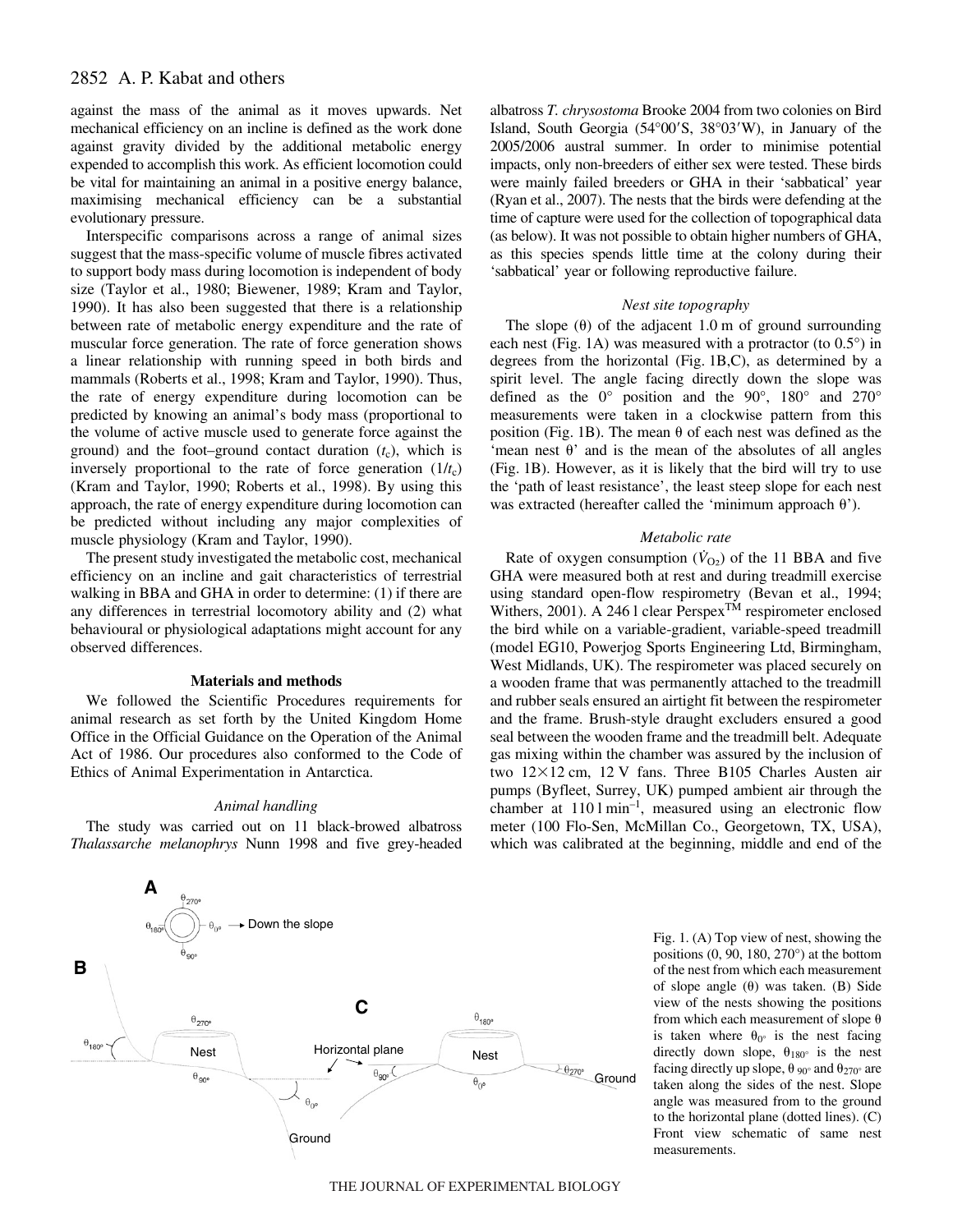against the mass of the animal as it moves upwards. Net mechanical efficiency on an incline is defined as the work done against gravity divided by the additional metabolic energy expended to accomplish this work. As efficient locomotion could be vital for maintaining an animal in a positive energy balance, maximising mechanical efficiency can be a substantial evolutionary pressure.

Interspecific comparisons across a range of animal sizes suggest that the mass-specific volume of muscle fibres activated to support body mass during locomotion is independent of body size (Taylor et al., 1980; Biewener, 1989; Kram and Taylor, 1990). It has also been suggested that there is a relationship between rate of metabolic energy expenditure and the rate of muscular force generation. The rate of force generation shows a linear relationship with running speed in both birds and mammals (Roberts et al., 1998; Kram and Taylor, 1990). Thus, the rate of energy expenditure during locomotion can be predicted by knowing an animal's body mass (proportional to the volume of active muscle used to generate force against the ground) and the foot–ground contact duration ($t_c$), which is inversely proportional to the rate of force generation ($1/t_c$) (Kram and Taylor, 1990; Roberts et al., 1998). By using this approach, the rate of energy expenditure during locomotion can be predicted without including any major complexities of muscle physiology (Kram and Taylor, 1990).

The present study investigated the metabolic cost, mechanical efficiency on an incline and gait characteristics of terrestrial walking in BBA and GHA in order to determine: (1) if there are any differences in terrestrial locomotory ability and (2) what behavioural or physiological adaptations might account for any observed differences.

## Materials and methods

We followed the Scientific Procedures requirements for animal research as set forth by the United Kingdom Home Office in the Official Guidance on the Operation of the Animal Act of 1986. Our procedures also conformed to the Code of Ethics of Animal Experimentation in Antarctica.

### *Animal handling*

The study was carried out on 11 black-browed albatross *Thalassarche melanophrys* Nunn 1998 and five grey-headed albatross *T. chrysostoma* Brooke 2004 from two colonies on Bird Island, South Georgia (54°00′S, 38°03′W), in January of the 2005/2006 austral summer. In order to minimise potential impacts, only non-breeders of either sex were tested. These birds were mainly failed breeders or GHA in their 'sabbatical' year (Ryan et al., 2007). The nests that the birds were defending at the time of capture were used for the collection of topographical data (as below). It was not possible to obtain higher numbers of GHA, as this species spends little time at the colony during their 'sabbatical' year or following reproductive failure.

### *Nest site topography*

The slope (θ) of the adjacent 1.0 m of ground surrounding each nest (Fig. 1A) was measured with a protractor (to 0.5°) in degrees from the horizontal (Fig. 1B,C), as determined by a spirit level. The angle facing directly down the slope was defined as the 0° position and the 90°, 180° and 270° measurements were taken in a clockwise pattern from this position (Fig. 1B). The mean θ of each nest was defined as the 'mean nest θ' and is the mean of the absolutes of all angles (Fig. 1B). However, as it is likely that the bird will try to use the 'path of least resistance', the least steep slope for each nest was extracted (hereafter called the 'minimum approach θ').

### *Metabolic rate*

Rate of oxygen consumption ($\dot{V}_{O_2}$) of the 11 BBA and five GHA were measured both at rest and during treadmill exercise using standard open-flow respirometry (Bevan et al., 1994; Withers, 2001). A 246 l clear Perspex[TM] respirometer enclosed the bird while on a variable-gradient, variable-speed treadmill (model EG10, Powerjog Sports Engineering Ltd, Birmingham, West Midlands, UK). The respirometer was placed securely on a wooden frame that was permanently attached to the treadmill and rubber seals ensured an airtight fit between the respirometer and the frame. Brush-style draught excluders ensured a good seal between the wooden frame and the treadmill belt. Adequate gas mixing within the chamber was assured by the inclusion of two 12×12 cm, 12 V fans. Three B105 Charles Austen air pumps (Byfleet, Surrey, UK) pumped ambient air through the chamber at 110 l min$^{-1}$, measured using an electronic flow meter (100 Flo-Sen, McMillan Co., Georgetown, TX, USA), which was calibrated at the beginning, middle and end of the

Fig. 1. (A) Top view of nest, showing the positions (0, 90, 180, 270°) at the bottom of the nest from which each measurement of slope angle (θ) was taken. (B) Side view of the nests showing the positions from which each measurement of slope θ is taken where $\theta_{0°}$ is the nest facing directly down slope, $\theta_{180°}$ is the nest facing directly up slope, $\theta_{90°}$ and $\theta_{270°}$ are taken along the sides of the nest. Slope angle was measured from to the ground to the horizontal plane (dotted lines). (C) Front view schematic of same nest measurements.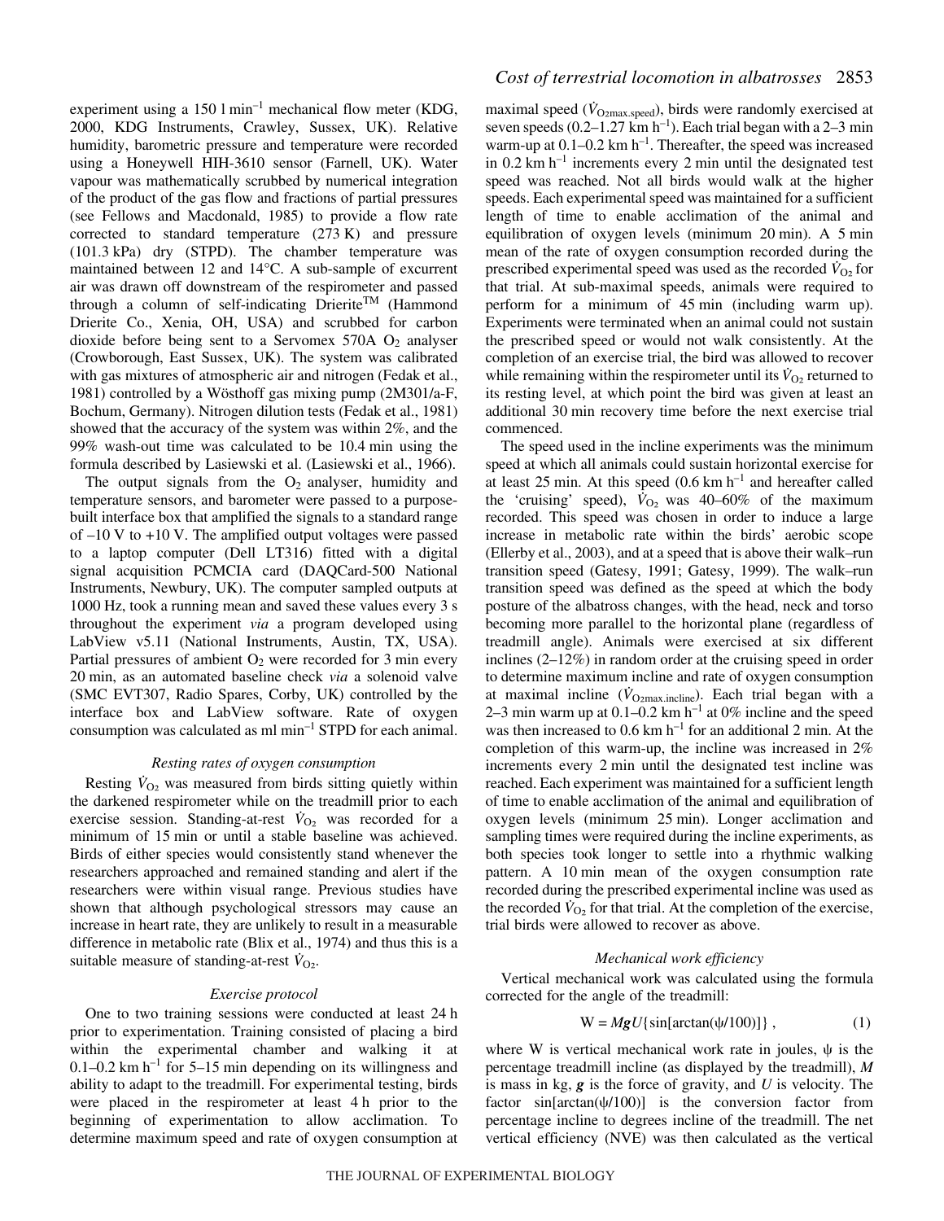experiment using a 150 l min$^{-1}$ mechanical flow meter (KDG, 2000, KDG Instruments, Crawley, Sussex, UK). Relative humidity, barometric pressure and temperature were recorded using a Honeywell HIH-3610 sensor (Farnell, UK). Water vapour was mathematically scrubbed by numerical integration of the product of the gas flow and fractions of partial pressures (see Fellows and Macdonald, 1985) to provide a flow rate corrected to standard temperature (273 K) and pressure (101.3 kPa) dry (STPD). The chamber temperature was maintained between 12 and 14°C. A sub-sample of excurrent air was drawn off downstream of the respirometer and passed through a column of self-indicating Drierite™ (Hammond Drierite Co., Xenia, OH, USA) and scrubbed for carbon dioxide before being sent to a Servomex 570A $O_2$ analyser (Crowborough, East Sussex, UK). The system was calibrated with gas mixtures of atmospheric air and nitrogen (Fedak et al., 1981) controlled by a Wösthoff gas mixing pump (2M301/a-F, Bochum, Germany). Nitrogen dilution tests (Fedak et al., 1981) showed that the accuracy of the system was within 2%, and the 99% wash-out time was calculated to be 10.4 min using the formula described by Lasiewski et al. (Lasiewski et al., 1966).

The output signals from the $O_2$ analyser, humidity and temperature sensors, and barometer were passed to a purpose-built interface box that amplified the signals to a standard range of –10 V to +10 V. The amplified output voltages were passed to a laptop computer (Dell LT316) fitted with a digital signal acquisition PCMCIA card (DAQCard-500 National Instruments, Newbury, UK). The computer sampled outputs at 1000 Hz, took a running mean and saved these values every 3 s throughout the experiment *via* a program developed using LabView v5.11 (National Instruments, Austin, TX, USA). Partial pressures of ambient $O_2$ were recorded for 3 min every 20 min, as an automated baseline check *via* a solenoid valve (SMC EVT307, Radio Spares, Corby, UK) controlled by the interface box and LabView software. Rate of oxygen consumption was calculated as ml min$^{-1}$ STPD for each animal.

### Resting rates of oxygen consumption

Resting $\dot{V}_{O_2}$ was measured from birds sitting quietly within the darkened respirometer while on the treadmill prior to each exercise session. Standing-at-rest $\dot{V}_{O_2}$ was recorded for a minimum of 15 min or until a stable baseline was achieved. Birds of either species would consistently stand whenever the researchers approached and remained standing and alert if the researchers were within visual range. Previous studies have shown that although psychological stressors may cause an increase in heart rate, they are unlikely to result in a measurable difference in metabolic rate (Blix et al., 1974) and thus this is a suitable measure of standing-at-rest $\dot{V}_{O_2}$.

### Exercise protocol

One to two training sessions were conducted at least 24 h prior to experimentation. Training consisted of placing a bird within the experimental chamber and walking it at 0.1–0.2 km h$^{-1}$ for 5–15 min depending on its willingness and ability to adapt to the treadmill. For experimental testing, birds were placed in the respirometer at least 4 h prior to the beginning of experimentation to allow acclimation. To determine maximum speed and rate of oxygen consumption at maximal speed ($\dot{V}_{O_2max.speed}$), birds were randomly exercised at seven speeds (0.2–1.27 km h$^{-1}$). Each trial began with a 2–3 min warm-up at 0.1–0.2 km h$^{-1}$. Thereafter, the speed was increased in 0.2 km h$^{-1}$ increments every 2 min until the designated test speed was reached. Not all birds would walk at the higher speeds. Each experimental speed was maintained for a sufficient length of time to enable acclimation of the animal and equilibration of oxygen levels (minimum 20 min). A 5 min mean of the rate of oxygen consumption recorded during the prescribed experimental speed was used as the recorded $\dot{V}_{O_2}$ for that trial. At sub-maximal speeds, animals were required to perform for a minimum of 45 min (including warm up). Experiments were terminated when an animal could not sustain the prescribed speed or would not walk consistently. At the completion of an exercise trial, the bird was allowed to recover while remaining within the respirometer until its $\dot{V}_{O_2}$ returned to its resting level, at which point the bird was given at least an additional 30 min recovery time before the next exercise trial commenced.

The speed used in the incline experiments was the minimum speed at which all animals could sustain horizontal exercise for at least 25 min. At this speed (0.6 km h$^{-1}$ and hereafter called the 'cruising' speed), $\dot{V}_{O_2}$ was 40–60% of the maximum recorded. This speed was chosen in order to induce a large increase in metabolic rate within the birds' aerobic scope (Ellerby et al., 2003), and at a speed that is above their walk–run transition speed (Gatesy, 1991; Gatesy, 1999). The walk–run transition speed was defined as the speed at which the body posture of the albatross changes, with the head, neck and torso becoming more parallel to the horizontal plane (regardless of treadmill angle). Animals were exercised at six different inclines (2–12%) in random order at the cruising speed in order to determine maximum incline and rate of oxygen consumption at maximal incline ($\dot{V}_{O_2max.incline}$). Each trial began with a 2–3 min warm up at 0.1–0.2 km h$^{-1}$ at 0% incline and the speed was then increased to 0.6 km h$^{-1}$ for an additional 2 min. At the completion of this warm-up, the incline was increased in 2% increments every 2 min until the designated test incline was reached. Each experiment was maintained for a sufficient length of time to enable acclimation of the animal and equilibration of oxygen levels (minimum 25 min). Longer acclimation and sampling times were required during the incline experiments, as both species took longer to settle into a rhythmic walking pattern. A 10 min mean of the oxygen consumption rate recorded during the prescribed experimental incline was used as the recorded $\dot{V}_{O_2}$ for that trial. At the completion of the exercise, trial birds were allowed to recover as above.

### Mechanical work efficiency

Vertical mechanical work was calculated using the formula corrected for the angle of the treadmill:

$$W = M\boldsymbol{g}U\{\sin[\arctan(\psi/100)]\}\ , \qquad (1)$$

where W is vertical mechanical work rate in joules, $\psi$ is the percentage treadmill incline (as displayed by the treadmill), $M$ is mass in kg, $\boldsymbol{g}$ is the force of gravity, and $U$ is velocity. The factor $\sin[\arctan(\psi/100)]$ is the conversion factor from percentage incline to degrees incline of the treadmill. The net vertical efficiency (NVE) was then calculated as the vertical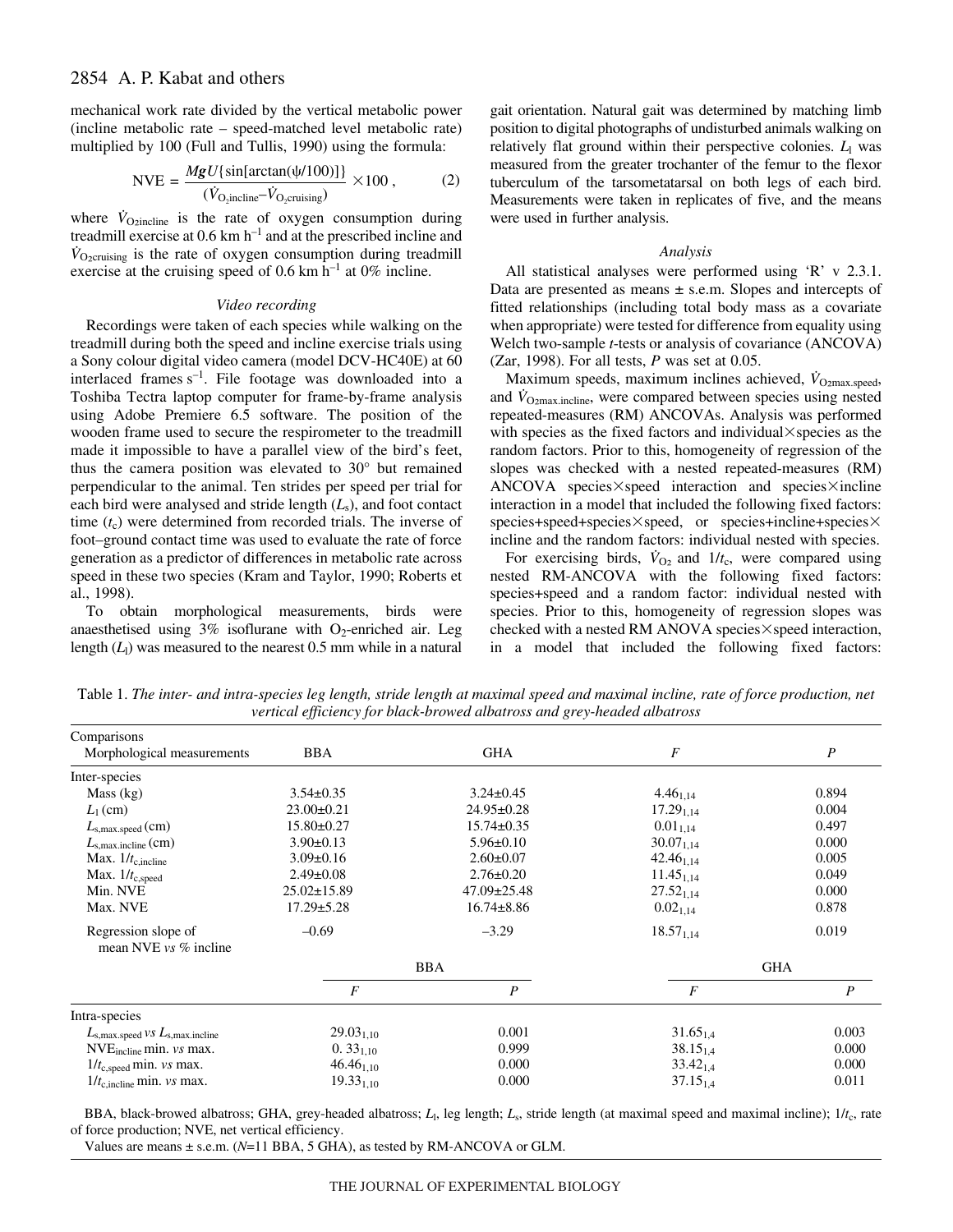mechanical work rate divided by the vertical metabolic power (incline metabolic rate – speed-matched level metabolic rate) multiplied by 100 (Full and Tullis, 1990) using the formula:

$$\mathrm{NVE} = \frac{\boldsymbol{MgU}\{\sin[\arctan(\psi/100)]\}}{(\dot{V}_{\mathrm{O_2incline}} - \dot{V}_{\mathrm{O_2cruising}})} \times 100\,, \qquad (2)$$

where $\dot{V}_{\mathrm{O_2incline}}$ is the rate of oxygen consumption during treadmill exercise at 0.6 km $h^{-1}$ and at the prescribed incline and $\dot{V}_{\mathrm{O_2cruising}}$ is the rate of oxygen consumption during treadmill exercise at the cruising speed of 0.6 km $h^{-1}$ at 0% incline.

### *Video recording*

Recordings were taken of each species while walking on the treadmill during both the speed and incline exercise trials using a Sony colour digital video camera (model DCV-HC40E) at 60 interlaced frames $s^{-1}$. File footage was downloaded into a Toshiba Tectra laptop computer for frame-by-frame analysis using Adobe Premiere 6.5 software. The position of the wooden frame used to secure the respirometer to the treadmill made it impossible to have a parallel view of the bird's feet, thus the camera position was elevated to 30° but remained perpendicular to the animal. Ten strides per speed per trial for each bird were analysed and stride length ($L_s$), and foot contact time ($t_c$) were determined from recorded trials. The inverse of foot–ground contact time was used to evaluate the rate of force generation as a predictor of differences in metabolic rate across speed in these two species (Kram and Taylor, 1990; Roberts et al., 1998).

To obtain morphological measurements, birds were anaesthetised using 3% isoflurane with $O_2$-enriched air. Leg length ($L_l$) was measured to the nearest 0.5 mm while in a natural gait orientation. Natural gait was determined by matching limb position to digital photographs of undisturbed animals walking on relatively flat ground within their perspective colonies. $L_l$ was measured from the greater trochanter of the femur to the flexor tuberculum of the tarsometatarsal on both legs of each bird. Measurements were taken in replicates of five, and the means were used in further analysis.

### *Analysis*

All statistical analyses were performed using 'R' v 2.3.1. Data are presented as means ± s.e.m. Slopes and intercepts of fitted relationships (including total body mass as a covariate when appropriate) were tested for difference from equality using Welch two-sample *t*-tests or analysis of covariance (ANCOVA) (Zar, 1998). For all tests, $P$ was set at 0.05.

Maximum speeds, maximum inclines achieved, $\dot{V}_{\mathrm{O_2max.speed}}$, and $\dot{V}_{\mathrm{O_2max.incline}}$, were compared between species using nested repeated-measures (RM) ANCOVAs. Analysis was performed with species as the fixed factors and individual×species as the random factors. Prior to this, homogeneity of regression of the slopes was checked with a nested repeated-measures (RM) ANCOVA species×speed interaction and species×incline interaction in a model that included the following fixed factors: species+speed+species×speed, or species+incline+species×incline and the random factors: individual nested with species.

For exercising birds, $\dot{V}_{\mathrm{O_2}}$ and $1/t_c$, were compared using nested RM-ANCOVA with the following fixed factors: species+speed and a random factor: individual nested with species. Prior to this, homogeneity of regression slopes was checked with a nested RM ANOVA species×speed interaction, in a model that included the following fixed factors:

Table 1. *The inter- and intra-species leg length, stride length at maximal speed and maximal incline, rate of force production, net vertical efficiency for black-browed albatross and grey-headed albatross*

| Comparisons<br>Morphological measurements | BBA | GHA | *F* | *P* |
|---|---|---|---|---|
| Inter-species | | | | |
| Mass (kg) | 3.54±0.35 | 3.24±0.45 | $4.46_{1,14}$ | 0.894 |
| $L_l$ (cm) | 23.00±0.21 | 24.95±0.28 | $17.29_{1,14}$ | 0.004 |
| $L_{s,\mathrm{max.speed}}$ (cm) | 15.80±0.27 | 15.74±0.35 | $0.01_{1,14}$ | 0.497 |
| $L_{s,\mathrm{max.incline}}$ (cm) | 3.90±0.13 | 5.96±0.10 | $30.07_{1,14}$ | 0.000 |
| Max. $1/t_{c,\mathrm{incline}}$ | 3.09±0.16 | 2.60±0.07 | $42.46_{1,14}$ | 0.005 |
| Max. $1/t_{c,\mathrm{speed}}$ | 2.49±0.08 | 2.76±0.20 | $11.45_{1,14}$ | 0.049 |
| Min. NVE | 25.02±15.89 | 47.09±25.48 | $27.52_{1,14}$ | 0.000 |
| Max. NVE | 17.29±5.28 | 16.74±8.86 | $0.02_{1,14}$ | 0.878 |
| Regression slope of mean NVE *vs* % incline | –0.69 | –3.29 | $18.57_{1,14}$ | 0.019 |

| | BBA | | GHA | |
|---|---|---|---|---|
| | *F* | *P* | *F* | *P* |
| Intra-species | | | | |
| $L_{s,\mathrm{max.speed}}$ *vs* $L_{s,\mathrm{max.incline}}$ | $29.03_{1,10}$ | 0.001 | $31.65_{1,4}$ | 0.003 |
| $\mathrm{NVE_{incline}}$ min. *vs* max. | $0.33_{1,10}$ | 0.999 | $38.15_{1,4}$ | 0.000 |
| $1/t_{c,\mathrm{speed}}$ min. *vs* max. | $46.46_{1,10}$ | 0.000 | $33.42_{1,4}$ | 0.000 |
| $1/t_{c,\mathrm{incline}}$ min. *vs* max. | $19.33_{1,10}$ | 0.000 | $37.15_{1,4}$ | 0.011 |

BBA, black-browed albatross; GHA, grey-headed albatross; $L_l$, leg length; $L_s$, stride length (at maximal speed and maximal incline); $1/t_c$, rate of force production; NVE, net vertical efficiency.

Values are means ± s.e.m. ($N$=11 BBA, 5 GHA), as tested by RM-ANCOVA or GLM.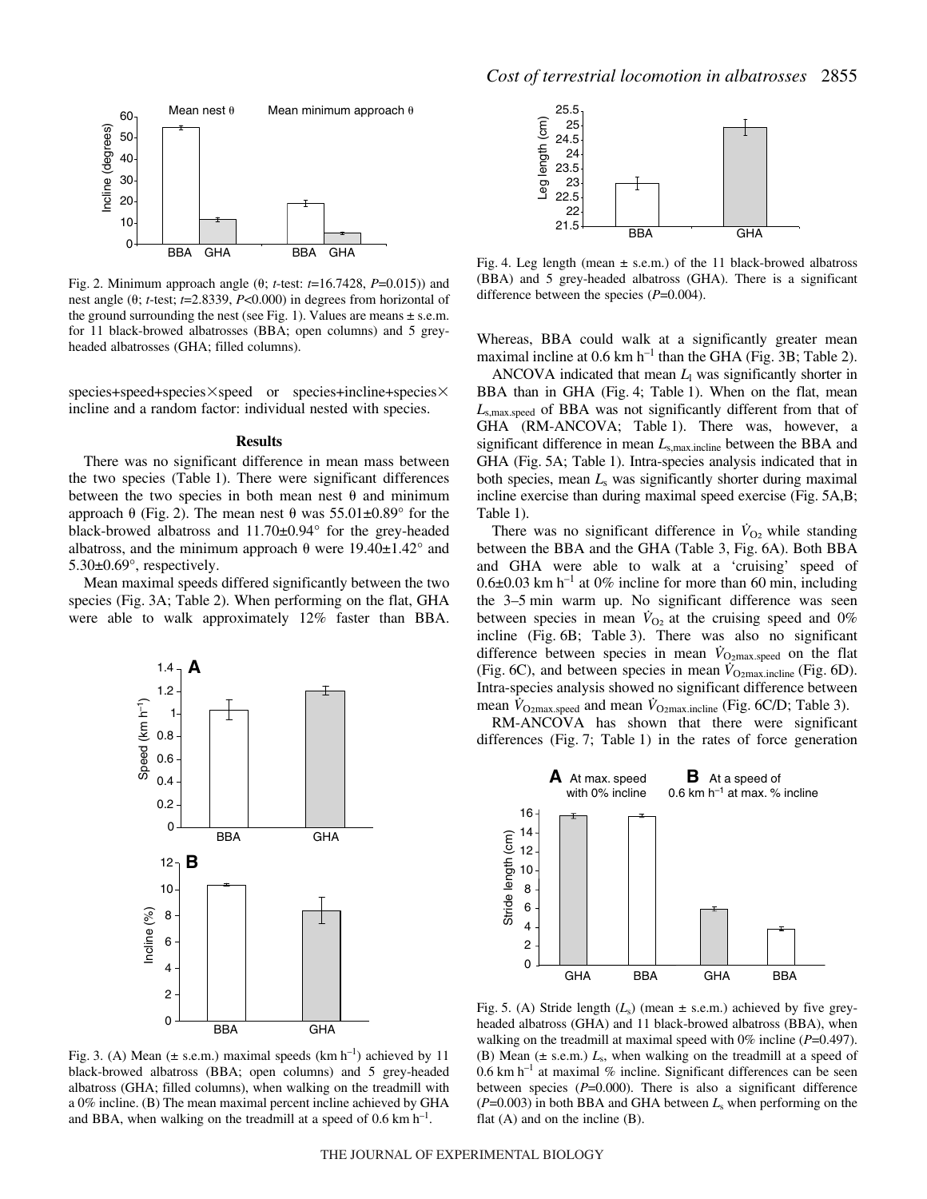Fig. 2. Minimum approach angle (θ; *t*-test: *t*=16.7428, *P*=0.015)) and nest angle (θ; *t*-test; *t*=2.8339, *P*<0.000) in degrees from horizontal of the ground surrounding the nest (see Fig. 1). Values are means ± s.e.m. for 11 black-browed albatrosses (BBA; open columns) and 5 grey-headed albatrosses (GHA; filled columns).

species+speed+species×speed or species+incline+species× incline and a random factor: individual nested with species.

## Results

There was no significant difference in mean mass between the two species (Table 1). There were significant differences between the two species in both mean nest θ and minimum approach θ (Fig. 2). The mean nest θ was 55.01±0.89° for the black-browed albatross and 11.70±0.94° for the grey-headed albatross, and the minimum approach θ were 19.40±1.42° and 5.30±0.69°, respectively.

Mean maximal speeds differed significantly between the two species (Fig. 3A; Table 2). When performing on the flat, GHA were able to walk approximately 12% faster than BBA. Whereas, BBA could walk at a significantly greater mean maximal incline at 0.6 km h$^{-1}$ than the GHA (Fig. 3B; Table 2).

Fig. 3. (A) Mean (± s.e.m.) maximal speeds (km h$^{-1}$) achieved by 11 black-browed albatross (BBA; open columns) and 5 grey-headed albatross (GHA; filled columns), when walking on the treadmill with a 0% incline. (B) The mean maximal percent incline achieved by GHA and BBA, when walking on the treadmill at a speed of 0.6 km h$^{-1}$.

Fig. 4. Leg length (mean ± s.e.m.) of the 11 black-browed albatross (BBA) and 5 grey-headed albatross (GHA). There is a significant difference between the species (*P*=0.004).

ANCOVA indicated that mean $L_l$ was significantly shorter in BBA than in GHA (Fig. 4; Table 1). When on the flat, mean $L_{s,max.speed}$ of BBA was not significantly different from that of GHA (RM-ANCOVA; Table 1). There was, however, a significant difference in mean $L_{s,max.incline}$ between the BBA and GHA (Fig. 5A; Table 1). Intra-species analysis indicated that in both species, mean $L_s$ was significantly shorter during maximal incline exercise than during maximal speed exercise (Fig. 5A,B; Table 1).

There was no significant difference in $\dot{V}_{O_2}$ while standing between the BBA and the GHA (Table 3, Fig. 6A). Both BBA and GHA were able to walk at a 'cruising' speed of 0.6±0.03 km h$^{-1}$ at 0% incline for more than 60 min, including the 3–5 min warm up. No significant difference was seen between species in mean $\dot{V}_{O_2}$ at the cruising speed and 0% incline (Fig. 6B; Table 3). There was also no significant difference between species in mean $\dot{V}_{O_2 max.speed}$ on the flat (Fig. 6C), and between species in mean $\dot{V}_{O_2 max.incline}$ (Fig. 6D). Intra-species analysis showed no significant difference between mean $\dot{V}_{O_2 max.speed}$ and mean $\dot{V}_{O_2 max.incline}$ (Fig. 6C/D; Table 3).

RM-ANCOVA has shown that there were significant differences (Fig. 7; Table 1) in the rates of force generation

Fig. 5. (A) Stride length ($L_s$) (mean ± s.e.m.) achieved by five grey-headed albatross (GHA) and 11 black-browed albatross (BBA), when walking on the treadmill at maximal speed with 0% incline (*P*=0.497). (B) Mean (± s.e.m.) $L_s$, when walking on the treadmill at a speed of 0.6 km h$^{-1}$ at maximal % incline. Significant differences can be seen between species (*P*=0.000). There is also a significant difference (*P*=0.003) in both BBA and GHA between $L_s$ when performing on the flat (A) and on the incline (B).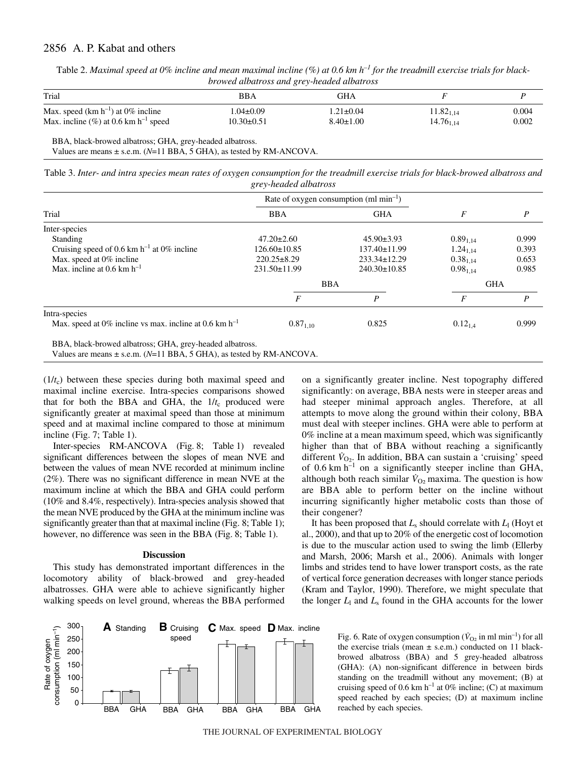Table 2. *Maximal speed at 0% incline and mean maximal incline (%) at 0.6 km $h^{-1}$ for the treadmill exercise trials for black-browed albatross and grey-headed albatross*

| Trial | BBA | GHA | $F$ | $P$ |
|---|---|---|---|---|
| Max. speed (km $h^{-1}$) at 0% incline | 1.04±0.09 | 1.21±0.04 | $11.82_{1,14}$ | 0.004 |
| Max. incline (%) at 0.6 km $h^{-1}$ speed | 10.30±0.51 | 8.40±1.00 | $14.76_{1,14}$ | 0.002 |

BBA, black-browed albatross; GHA, grey-headed albatross.
Values are means ± s.e.m. ($N$=11 BBA, 5 GHA), as tested by RM-ANCOVA.

Table 3. *Inter- and intra species mean rates of oxygen consumption for the treadmill exercise trials for black-browed albatross and grey-headed albatross*

| Trial | Rate of oxygen consumption (ml $min^{-1}$) | | | |
|---|---|---|---|---|
| | BBA | GHA | $F$ | $P$ |
| Inter-species | | | | |
| Standing | 47.20±2.60 | 45.90±3.93 | $0.89_{1,14}$ | 0.999 |
| Cruising speed of 0.6 km $h^{-1}$ at 0% incline | 126.60±10.85 | 137.40±11.99 | $1.24_{1,14}$ | 0.393 |
| Max. speed at 0% incline | 220.25±8.29 | 233.34±12.29 | $0.38_{1,14}$ | 0.653 |
| Max. incline at 0.6 km $h^{-1}$ | 231.50±11.99 | 240.30±10.85 | $0.98_{1,14}$ | 0.985 |

| Trial | BBA $F$ | BBA $P$ | GHA $F$ | GHA $P$ |
|---|---|---|---|---|
| Intra-species | | | | |
| Max. speed at 0% incline vs max. incline at 0.6 km $h^{-1}$ | $0.87_{1,10}$ | 0.825 | $0.12_{1,4}$ | 0.999 |

BBA, black-browed albatross; GHA, grey-headed albatross.
Values are means ± s.e.m. ($N$=11 BBA, 5 GHA), as tested by RM-ANCOVA.

($1/t_c$) between these species during both maximal speed and maximal incline exercise. Intra-species comparisons showed that for both the BBA and GHA, the $1/t_c$ produced were significantly greater at maximal speed than those at minimum speed and at maximal incline compared to those at minimum incline (Fig. 7; Table 1).

Inter-species RM-ANCOVA (Fig. 8; Table 1) revealed significant differences between the slopes of mean NVE and between the values of mean NVE recorded at minimum incline (2%). There was no significant difference in mean NVE at the maximum incline at which the BBA and GHA could perform (10% and 8.4%, respectively). Intra-species analysis showed that the mean NVE produced by the GHA at the minimum incline was significantly greater than that at maximal incline (Fig. 8; Table 1); however, no difference was seen in the BBA (Fig. 8; Table 1).

## Discussion

This study has demonstrated important differences in the locomotory ability of black-browed and grey-headed albatrosses. GHA were able to achieve significantly higher walking speeds on level ground, whereas the BBA performed on a significantly greater incline. Nest topography differed significantly: on average, BBA nests were in steeper areas and had steeper minimal approach angles. Therefore, at all attempts to move along the ground within their colony, BBA must deal with steeper inclines. GHA were able to perform at 0% incline at a mean maximum speed, which was significantly higher than that of BBA without reaching a significantly different $\dot{V}_{O_2}$. In addition, BBA can sustain a 'cruising' speed of 0.6 km $h^{-1}$ on a significantly steeper incline than GHA, although both reach similar $\dot{V}_{O_2}$ maxima. The question is how are BBA able to perform better on the incline without incurring significantly higher metabolic costs than those of their congener?

It has been proposed that $L_s$ should correlate with $L_l$ (Hoyt et al., 2000), and that up to 20% of the energetic cost of locomotion is due to the muscular action used to swing the limb (Ellerby and Marsh, 2006; Marsh et al., 2006). Animals with longer limbs and strides tend to have lower transport costs, as the rate of vertical force generation decreases with longer stance periods (Kram and Taylor, 1990). Therefore, we might speculate that the longer $L_l$ and $L_s$ found in the GHA accounts for the lower

Fig. 6. Rate of oxygen consumption ($\dot{V}_{O_2}$ in ml $min^{-1}$) for all the exercise trials (mean ± s.e.m.) conducted on 11 black-browed albatross (BBA) and 5 grey-headed albatross (GHA): (A) non-significant difference in between birds standing on the treadmill without any movement; (B) at cruising speed of 0.6 km $h^{-1}$ at 0% incline; (C) at maximum speed reached by each species; (D) at maximum incline reached by each species.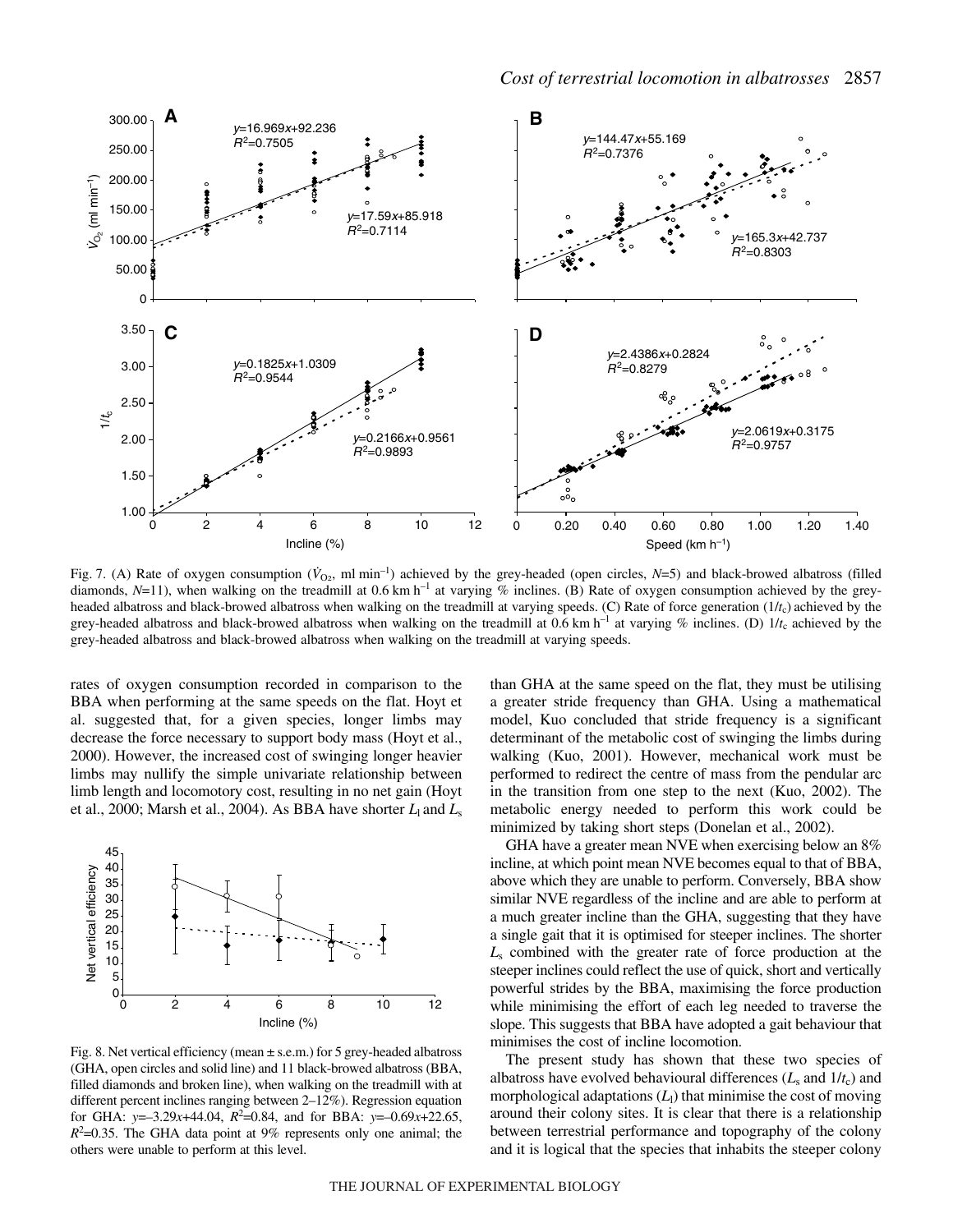Fig. 7. (A) Rate of oxygen consumption ($\dot{V}_{O_2}$, ml min$^{-1}$) achieved by the grey-headed (open circles, $N$=5) and black-browed albatross (filled diamonds, $N$=11), when walking on the treadmill at 0.6 km h$^{-1}$ at varying % inclines. (B) Rate of oxygen consumption achieved by the grey-headed albatross and black-browed albatross when walking on the treadmill at varying speeds. (C) Rate of force generation ($1/t_c$) achieved by the grey-headed albatross and black-browed albatross when walking on the treadmill at 0.6 km h$^{-1}$ at varying % inclines. (D) $1/t_c$ achieved by the grey-headed albatross and black-browed albatross when walking on the treadmill at varying speeds.

rates of oxygen consumption recorded in comparison to the BBA when performing at the same speeds on the flat. Hoyt et al. suggested that, for a given species, longer limbs may decrease the force necessary to support body mass (Hoyt et al., 2000). However, the increased cost of swinging longer heavier limbs may nullify the simple univariate relationship between limb length and locomotory cost, resulting in no net gain (Hoyt et al., 2000; Marsh et al., 2004). As BBA have shorter $L_l$ and $L_s$ than GHA at the same speed on the flat, they must be utilising a greater stride frequency than GHA. Using a mathematical model, Kuo concluded that stride frequency is a significant determinant of the metabolic cost of swinging the limbs during walking (Kuo, 2001). However, mechanical work must be performed to redirect the centre of mass from the pendular arc in the transition from one step to the next (Kuo, 2002). The metabolic energy needed to perform this work could be minimized by taking short steps (Donelan et al., 2002).

Fig. 8. Net vertical efficiency (mean ± s.e.m.) for 5 grey-headed albatross (GHA, open circles and solid line) and 11 black-browed albatross (BBA, filled diamonds and broken line), when walking on the treadmill with at different percent inclines ranging between 2–12%). Regression equation for GHA: $y$=–3.29$x$+44.04, $R^2$=0.84, and for BBA: $y$=–0.69$x$+22.65, $R^2$=0.35. The GHA data point at 9% represents only one animal; the others were unable to perform at this level.

GHA have a greater mean NVE when exercising below an 8% incline, at which point mean NVE becomes equal to that of BBA, above which they are unable to perform. Conversely, BBA show similar NVE regardless of the incline and are able to perform at a much greater incline than the GHA, suggesting that they have a single gait that it is optimised for steeper inclines. The shorter $L_s$ combined with the greater rate of force production at the steeper inclines could reflect the use of quick, short and vertically powerful strides by the BBA, maximising the force production while minimising the effort of each leg needed to traverse the slope. This suggests that BBA have adopted a gait behaviour that minimises the cost of incline locomotion.

The present study has shown that these two species of albatross have evolved behavioural differences ($L_s$ and $1/t_c$) and morphological adaptations ($L_l$) that minimise the cost of moving around their colony sites. It is clear that there is a relationship between terrestrial performance and topography of the colony and it is logical that the species that inhabits the steeper colony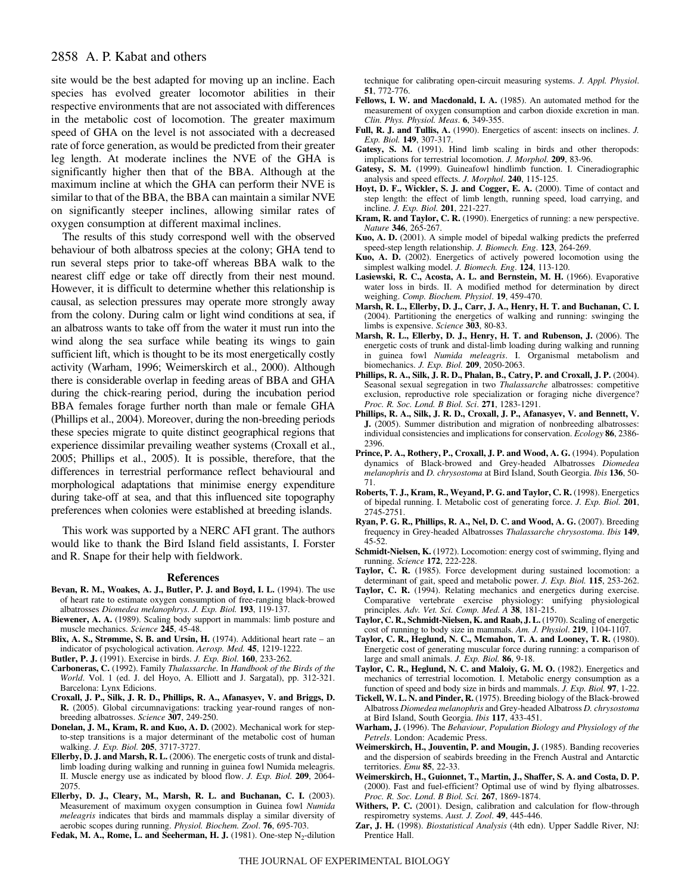site would be the best adapted for moving up an incline. Each species has evolved greater locomotor abilities in their respective environments that are not associated with differences in the metabolic cost of locomotion. The greater maximum speed of GHA on the level is not associated with a decreased rate of force generation, as would be predicted from their greater leg length. At moderate inclines the NVE of the GHA is significantly higher then that of the BBA. Although at the maximum incline at which the GHA can perform their NVE is similar to that of the BBA, the BBA can maintain a similar NVE on significantly steeper inclines, allowing similar rates of oxygen consumption at different maximal inclines.

The results of this study correspond well with the observed behaviour of both albatross species at the colony; GHA tend to run several steps prior to take-off whereas BBA walk to the nearest cliff edge or take off directly from their nest mound. However, it is difficult to determine whether this relationship is causal, as selection pressures may operate more strongly away from the colony. During calm or light wind conditions at sea, if an albatross wants to take off from the water it must run into the wind along the sea surface while beating its wings to gain sufficient lift, which is thought to be its most energetically costly activity (Warham, 1996; Weimerskirch et al., 2000). Although there is considerable overlap in feeding areas of BBA and GHA during the chick-rearing period, during the incubation period BBA females forage further north than male or female GHA (Phillips et al., 2004). Moreover, during the non-breeding periods these species migrate to quite distinct geographical regions that experience dissimilar prevailing weather systems (Croxall et al., 2005; Phillips et al., 2005). It is possible, therefore, that the differences in terrestrial performance reflect behavioural and morphological adaptations that minimise energy expenditure during take-off at sea, and that this influenced site topography preferences when colonies were established at breeding islands.

This work was supported by a NERC AFI grant. The authors would like to thank the Bird Island field assistants, I. Forster and R. Snape for their help with fieldwork.

## References

**Bevan, R. M., Woakes, A. J., Butler, P. J. and Boyd, I. L.** (1994). The use of heart rate to estimate oxygen consumption of free-ranging black-browed albatrosses *Diomedea melanophrys*. *J. Exp. Biol.* **193**, 119-137.

**Biewener, A. A.** (1989). Scaling body support in mammals: limb posture and muscle mechanics. *Science* **245**, 45-48.

**Blix, A. S., Strømme, S. B. and Ursin, H.** (1974). Additional heart rate – an indicator of psychological activation. *Aerosp. Med.* **45**, 1219-1222.

**Butler, P. J.** (1991). Exercise in birds. *J. Exp. Biol.* **160**, 233-262.

**Carboneras, C.** (1992). Family *Thalassarche*. In *Handbook of the Birds of the World*. Vol. 1 (ed. J. del Hoyo, A. Elliott and J. Sargatal), pp. 312-321. Barcelona: Lynx Edicions.

**Croxall, J. P., Silk, J. R. D., Phillips, R. A., Afanasyev, V. and Briggs, D. R.** (2005). Global circumnavigations: tracking year-round ranges of non-breeding albatrosses. *Science* **307**, 249-250.

**Donelan, J. M., Kram, R. and Kuo, A. D.** (2002). Mechanical work for step-to-step transitions is a major determinant of the metabolic cost of human walking. *J. Exp. Biol.* **205**, 3717-3727.

**Ellerby, D. J. and Marsh, R. L.** (2006). The energetic costs of trunk and distal-limb loading during walking and running in guinea fowl Numida meleagris. II. Muscle energy use as indicated by blood flow. *J. Exp. Biol.* **209**, 2064-2075.

**Ellerby, D. J., Cleary, M., Marsh, R. L. and Buchanan, C. I.** (2003). Measurement of maximum oxygen consumption in Guinea fowl *Numida meleagris* indicates that birds and mammals display a similar diversity of aerobic scopes during running. *Physiol. Biochem. Zool.* **76**, 695-703.

**Fedak, M. A., Rome, L. and Seeherman, H. J.** (1981). One-step $N_2$-dilution technique for calibrating open-circuit measuring systems. *J. Appl. Physiol.* **51**, 772-776.

**Fellows, I. W. and Macdonald, I. A.** (1985). An automated method for the measurement of oxygen consumption and carbon dioxide excretion in man. *Clin. Phys. Physiol. Meas.* **6**, 349-355.

**Full, R. J. and Tullis, A.** (1990). Energetics of ascent: insects on inclines. *J. Exp. Biol.* **149**, 307-317.

**Gatesy, S. M.** (1991). Hind limb scaling in birds and other theropods: implications for terrestrial locomotion. *J. Morphol.* **209**, 83-96.

**Gatesy, S. M.** (1999). Guineafowl hindlimb function. I. Cineradiographic analysis and speed effects. *J. Morphol.* **240**, 115-125.

**Hoyt, D. F., Wickler, S. J. and Cogger, E. A.** (2000). Time of contact and step length: the effect of limb length, running speed, load carrying, and incline. *J. Exp. Biol.* **201**, 221-227.

**Kram, R. and Taylor, C. R.** (1990). Energetics of running: a new perspective. *Nature* **346**, 265-267.

**Kuo, A. D.** (2001). A simple model of bipedal walking predicts the preferred speed-step length relationship. *J. Biomech. Eng.* **123**, 264-269.

**Kuo, A. D.** (2002). Energetics of actively powered locomotion using the simplest walking model. *J. Biomech. Eng.* **124**, 113-120.

**Lasiewski, R. C., Acosta, A. L. and Bernstein, M. H.** (1966). Evaporative water loss in birds. II. A modified method for determination by direct weighing. *Comp. Biochem. Physiol.* **19**, 459-470.

**Marsh, R. L., Ellerby, D. J., Carr, J. A., Henry, H. T. and Buchanan, C. I.** (2004). Partitioning the energetics of walking and running: swinging the limbs is expensive. *Science* **303**, 80-83.

**Marsh, R. L., Ellerby, D. J., Henry, H. T. and Rubenson, J.** (2006). The energetic costs of trunk and distal-limb loading during walking and running in guinea fowl *Numida meleagris*. I. Organismal metabolism and biomechanics. *J. Exp. Biol.* **209**, 2050-2063.

**Phillips, R. A., Silk, J. R. D., Phalan, B., Catry, P. and Croxall, J. P.** (2004). Seasonal sexual segregation in two *Thalassarche* albatrosses: competitive exclusion, reproductive role specialization or foraging niche divergence? *Proc. R. Soc. Lond. B Biol. Sci*. **271**, 1283-1291.

**Phillips, R. A., Silk, J. R. D., Croxall, J. P., Afanasyev, V. and Bennett, V. J.** (2005). Summer distribution and migration of nonbreeding albatrosses: individual consistencies and implications for conservation. *Ecology* **86**, 2386-2396.

**Prince, P. A., Rothery, P., Croxall, J. P. and Wood, A. G.** (1994). Population dynamics of Black-browed and Grey-headed Albatrosses *Diomedea melanophris* and *D. chrysostoma* at Bird Island, South Georgia. *Ibis* **136**, 50-71.

**Roberts, T. J., Kram, R., Weyand, P. G. and Taylor, C. R.** (1998). Energetics of bipedal running. I. Metabolic cost of generating force. *J. Exp. Biol.* **201**, 2745-2751.

**Ryan, P. G. R., Phillips, R. A., Nel, D. C. and Wood, A. G.** (2007). Breeding frequency in Grey-headed Albatrosses *Thalassarche chrysostoma*. *Ibis* **149**, 45-52.

**Schmidt-Nielsen, K.** (1972). Locomotion: energy cost of swimming, flying and running. *Science* **172**, 222-228.

**Taylor, C. R.** (1985). Force development during sustained locomotion: a determinant of gait, speed and metabolic power. *J. Exp. Biol.* **115**, 253-262.

**Taylor, C. R.** (1994). Relating mechanics and energetics during exercise. Comparative vertebrate exercise physiology: unifying physiological principles. *Adv. Vet. Sci. Comp. Med. A* **38**, 181-215.

**Taylor, C. R., Schmidt-Nielsen, K. and Raab, J. L.** (1970). Scaling of energetic cost of running to body size in mammals. *Am. J. Physiol*. **219**, 1104-1107.

**Taylor, C. R., Heglund, N. C., Mcmahon, T. A. and Looney, T. R.** (1980). Energetic cost of generating muscular force during running: a comparison of large and small animals. *J. Exp. Biol.* **86**, 9-18.

**Taylor, C. R., Heglund, N. C. and Maloiy, G. M. O.** (1982). Energetics and mechanics of terrestrial locomotion. I. Metabolic energy consumption as a function of speed and body size in birds and mammals. *J. Exp. Biol.* **97**, 1-22.

**Tickell, W. L. N. and Pinder, R.** (1975). Breeding biology of the Black-browed Albatross *Diomedea melanophris* and Grey-headed Albatross *D. chrysostoma* at Bird Island, South Georgia. *Ibis* **117**, 433-451.

**Warham, J.** (1996). *The Behaviour, Population Biology and Physiology of the Petrels*. London: Academic Press.

**Weimerskirch, H., Jouventin, P. and Mougin, J.** (1985). Banding recoveries and the dispersion of seabirds breeding in the French Austral and Antarctic territories. *Emu* **85**, 22-33.

**Weimerskirch, H., Guionnet, T., Martin, J., Shaffer, S. A. and Costa, D. P.** (2000). Fast and fuel-efficient? Optimal use of wind by flying albatrosses. *Proc. R. Soc. Lond. B Biol. Sci.* **267**, 1869-1874.

**Withers, P. C.** (2001). Design, calibration and calculation for flow-through respirometry systems. *Aust. J. Zool*. **49**, 445-446.

**Zar, J. H.** (1998). *Biostatistical Analysis* (4th edn). Upper Saddle River, NJ: Prentice Hall.